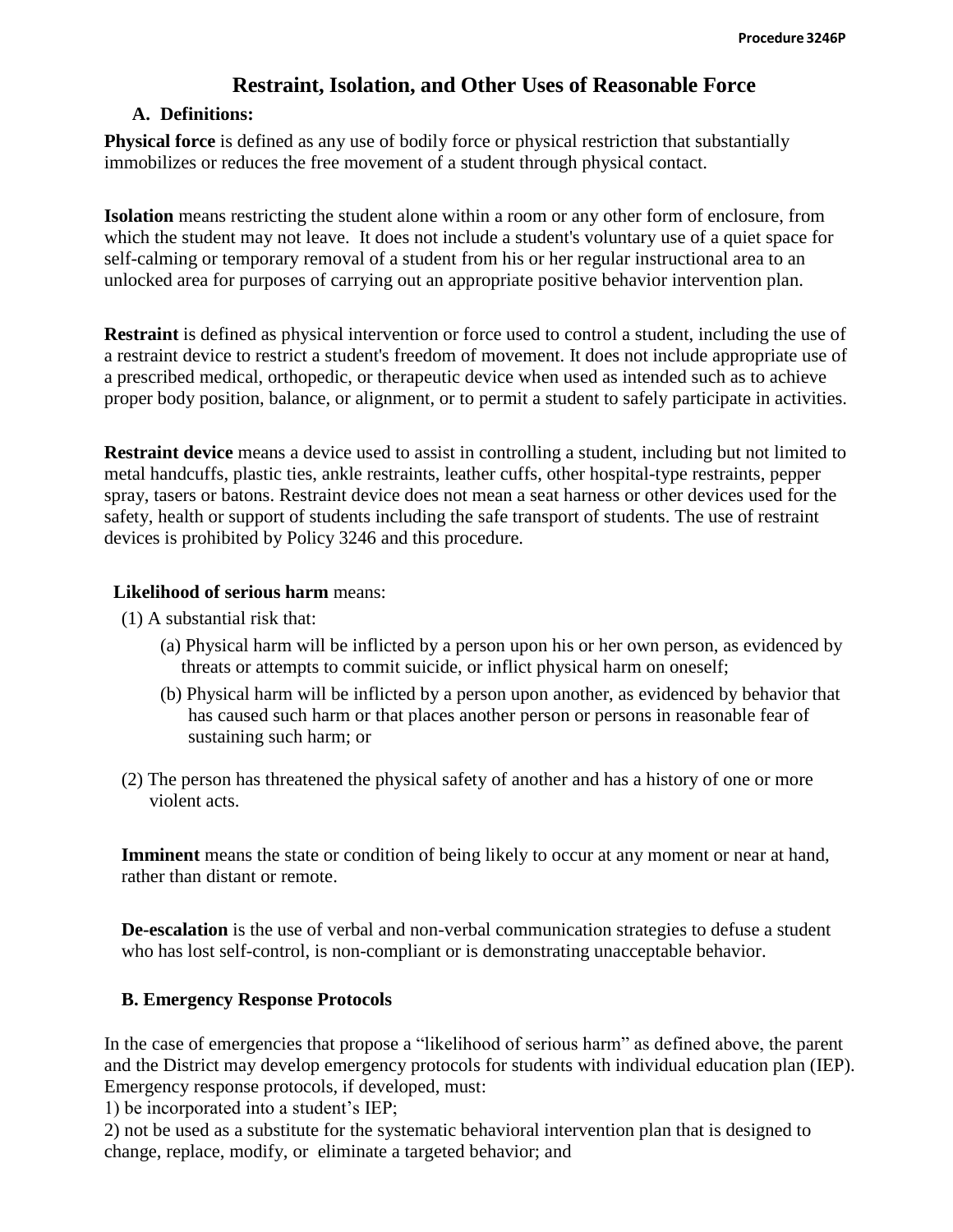# Restraint, Isolation, and Other Uses of Reasonable Force

## A. Definitions:

**Physical force** is defined as any use of bodily force or physical restriction that substantially immobilizes or reduces the free movement of a student through physical contact.

**Isolation** means restricting the student alone within a room or any other form of enclosure, from which the student may not leave. It does not include a student's voluntary use of a quiet space for self-calming or temporary removal of a student from his or her regular instructional area to an unlocked area for purposes of carrying out an appropriate positive behavior intervention plan.

**Restraint** is defined as physical intervention or force used to control a student, including the use of a restraint device to restrict a student's freedom of movement. It does not include appropriate use of a prescribed medical, orthopedic, or therapeutic device when used as intended such as to achieve proper body position, balance, or alignment, or to permit a student to safely participate in activities.

**Restraint device** means a device used to assist in controlling a student, including but not limited to metal handcuffs, plastic ties, ankle restraints, leather cuffs, other hospital-type restraints, pepper spray, tasers or batons. Restraint device does not mean a seat harness or other devices used for the safety, health or support of students including the safe transport of students. The use of restraint devices is prohibited by Policy 3246 and this procedure.

**Likelihood of serious harm** means:

(1) A substantial risk that:

- (a) Physical harm will be inflicted by a person upon his or her own person, as evidenced by threats or attempts to commit suicide, or inflict physical harm on oneself;
- (b) Physical harm will be inflicted by a person upon another, as evidenced by behavior that has caused such harm or that places another person or persons in reasonable fear of sustaining such harm; or

(2) The person has threatened the physical safety of another and has a history of one or more violent acts.

**Imminent** means the state or condition of being likely to occur at any moment or near at hand, rather than distant or remote.

**De-escalation** is the use of verbal and non-verbal communication strategies to defuse a student who has lost self-control, is non-compliant or is demonstrating unacceptable behavior.

## B. Emergency Response Protocols

In the case of emergencies that propose a "likelihood of serious harm" as defined above, the parent and the District may develop emergency protocols for students with individual education plan (IEP). Emergency response protocols, if developed, must:

1) be incorporated into a student's IEP;

2) not be used as a substitute for the systematic behavioral intervention plan that is designed to change, replace, modify, or eliminate a targeted behavior; and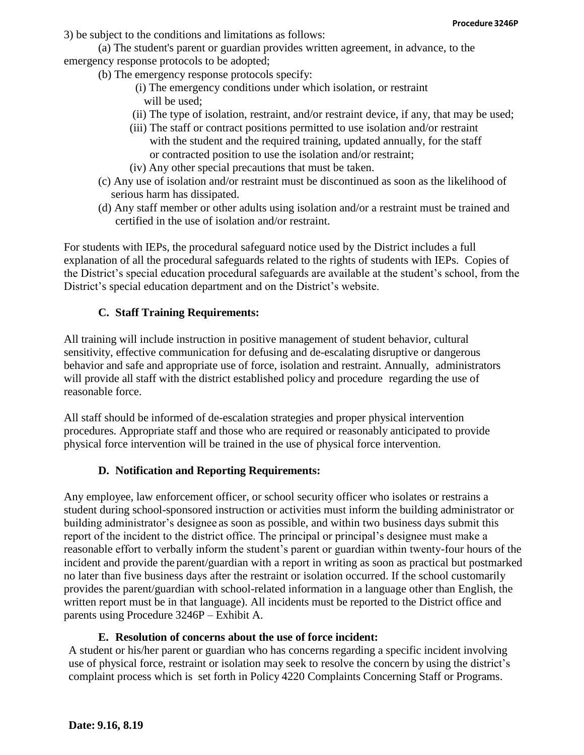3) be subject to the conditions and limitations as follows:

(a) The student's parent or guardian provides written agreement, in advance, to the emergency response protocols to be adopted;

(b) The emergency response protocols specify:

(i) The emergency conditions under which isolation, or restraint will be used;

(ii) The type of isolation, restraint, and/or restraint device, if any, that may be used;

(iii) The staff or contract positions permitted to use isolation and/or restraint with the student and the required training, updated annually, for the staff or contracted position to use the isolation and/or restraint;

(iv) Any other special precautions that must be taken.

(c) Any use of isolation and/or restraint must be discontinued as soon as the likelihood of serious harm has dissipated.

(d) Any staff member or other adults using isolation and/or a restraint must be trained and certified in the use of isolation and/or restraint.

For students with IEPs, the procedural safeguard notice used by the District includes a full explanation of all the procedural safeguards related to the rights of students with IEPs. Copies of the District's special education procedural safeguards are available at the student's school, from the District's special education department and on the District's website.

### C. Staff Training Requirements:

All training will include instruction in positive management of student behavior, cultural sensitivity, effective communication for defusing and de-escalating disruptive or dangerous behavior and safe and appropriate use of force, isolation and restraint. Annually, administrators will provide all staff with the district established policy and procedure regarding the use of reasonable force.

All staff should be informed of de-escalation strategies and proper physical intervention procedures. Appropriate staff and those who are required or reasonably anticipated to provide physical force intervention will be trained in the use of physical force intervention.

### D. Notification and Reporting Requirements:

Any employee, law enforcement officer, or school security officer who isolates or restrains a student during school-sponsored instruction or activities must inform the building administrator or building administrator's designee as soon as possible, and within two business days submit this report of the incident to the district office. The principal or principal's designee must make a reasonable effort to verbally inform the student's parent or guardian within twenty-four hours of the incident and provide the parent/guardian with a report in writing as soon as practical but postmarked no later than five business days after the restraint or isolation occurred. If the school customarily provides the parent/guardian with school-related information in a language other than English, the written report must be in that language). All incidents must be reported to the District office and parents using Procedure 3246P – Exhibit A.

### E. Resolution of concerns about the use of force incident:

A student or his/her parent or guardian who has concerns regarding a specific incident involving use of physical force, restraint or isolation may seek to resolve the concern by using the district's complaint process which is set forth in Policy 4220 Complaints Concerning Staff or Programs.

**Date: 9.16, 8.19**